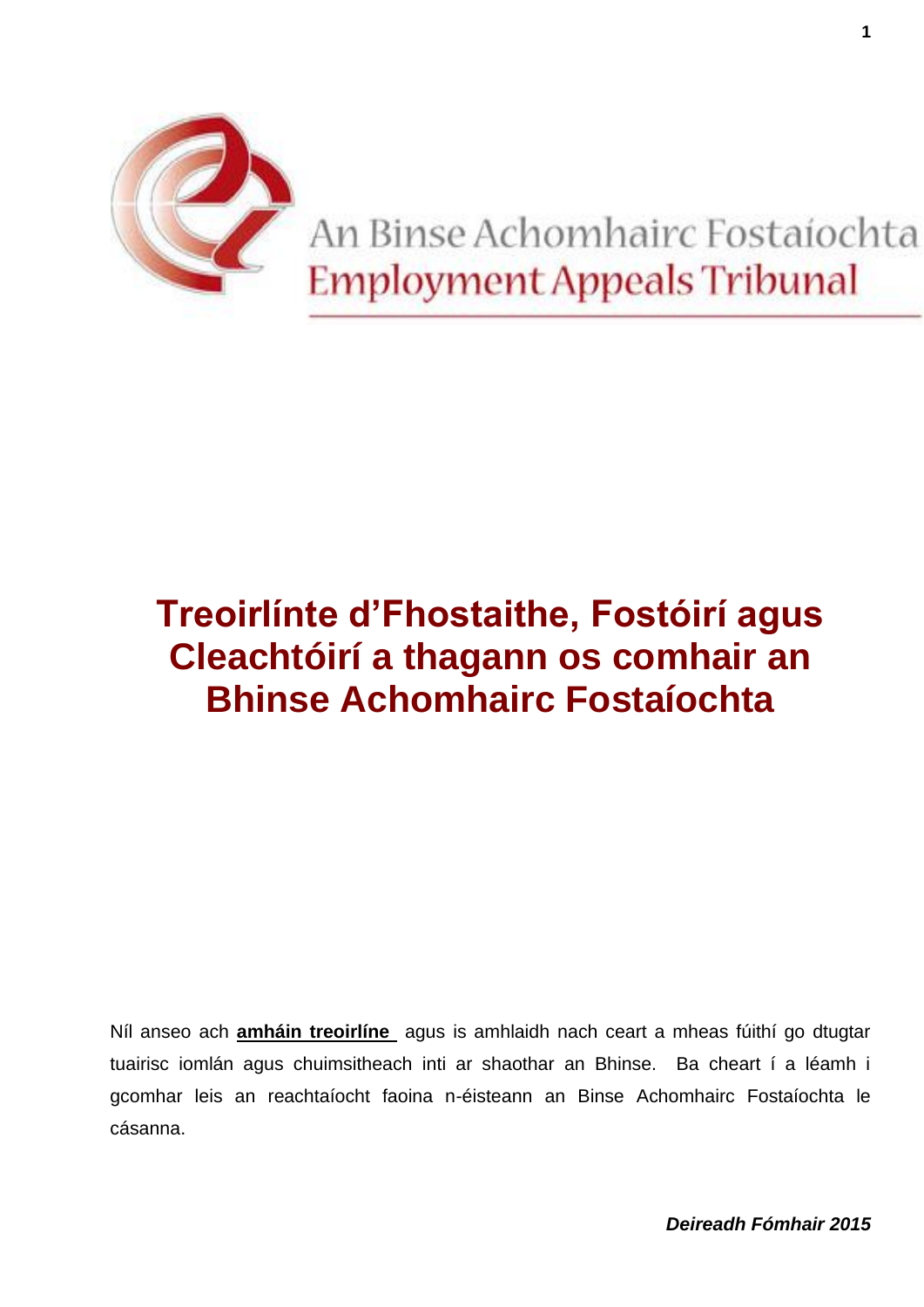An Binse Achomhairc Fostaíochta
Employment Appeals Tribunal

# Treoirlínte d'Fhostaithe, Fostóirí agus Cleachtóirí a thagann os comhair an Bhinse Achomhairc Fostaíochta

Níl anseo ach **amháin treoirlíne** agus is amhlaidh nach ceart a mheas fúithí go dtugtar tuairisc iomlán agus chuimsitheach inti ar shaothar an Bhinse. Ba cheart í a léamh i gcomhar leis an reachtaíocht faoina n-éisteann an Binse Achomhairc Fostaíochta le cásanna.

***Deireadh Fómhair 2015***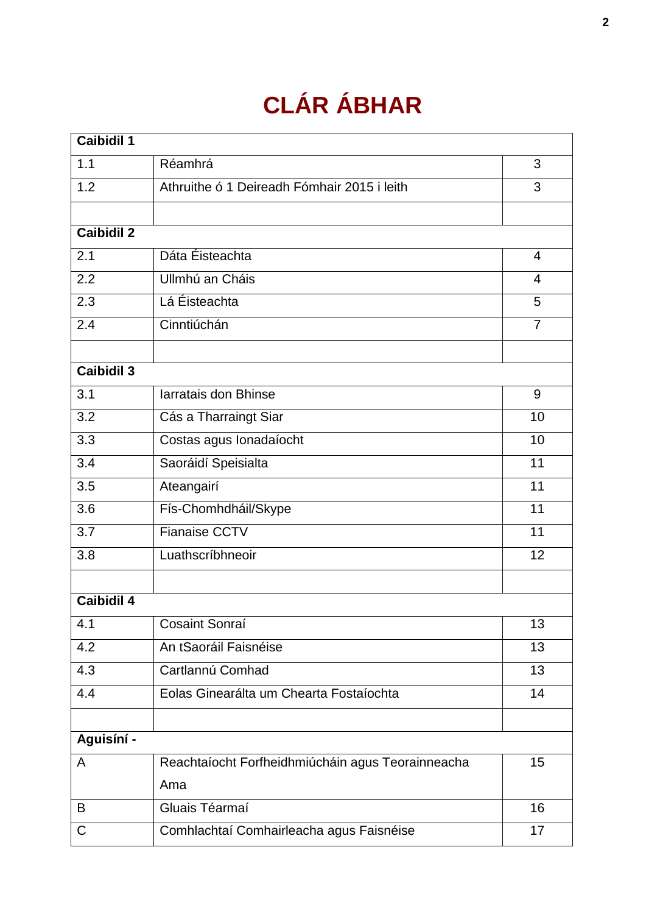# CLÁR ÁBHAR

| **Caibidil 1** | | |
|---|---|---|
| 1.1 | Réamhrá | 3 |
| 1.2 | Athruithe ó 1 Deireadh Fómhair 2015 i leith | 3 |
| | | |
| **Caibidil 2** | | |
| 2.1 | Dáta Éisteachta | 4 |
| 2.2 | Ullmhú an Cháis | 4 |
| 2.3 | Lá Éisteachta | 5 |
| 2.4 | Cinntiúchán | 7 |
| | | |
| **Caibidil 3** | | |
| 3.1 | Iarratais don Bhinse | 9 |
| 3.2 | Cás a Tharraingt Siar | 10 |
| 3.3 | Costas agus Ionadaíocht | 10 |
| 3.4 | Saoráidí Speisialta | 11 |
| 3.5 | Ateangairí | 11 |
| 3.6 | Fís-Chomhdháil/Skype | 11 |
| 3.7 | Fianaise CCTV | 11 |
| 3.8 | Luathscríbhneoir | 12 |
| | | |
| **Caibidil 4** | | |
| 4.1 | Cosaint Sonraí | 13 |
| 4.2 | An tSaoráil Faisnéise | 13 |
| 4.3 | Cartlannú Comhad | 13 |
| 4.4 | Eolas Ginearálta um Chearta Fostaíochta | 14 |
| | | |
| **Aguisíní -** | | |
| A | Reachtaíocht Forfheidhmiúcháin agus Teorainneacha Ama | 15 |
| B | Gluais Téarmaí | 16 |
| C | Comhlachtaí Comhairleacha agus Faisnéise | 17 |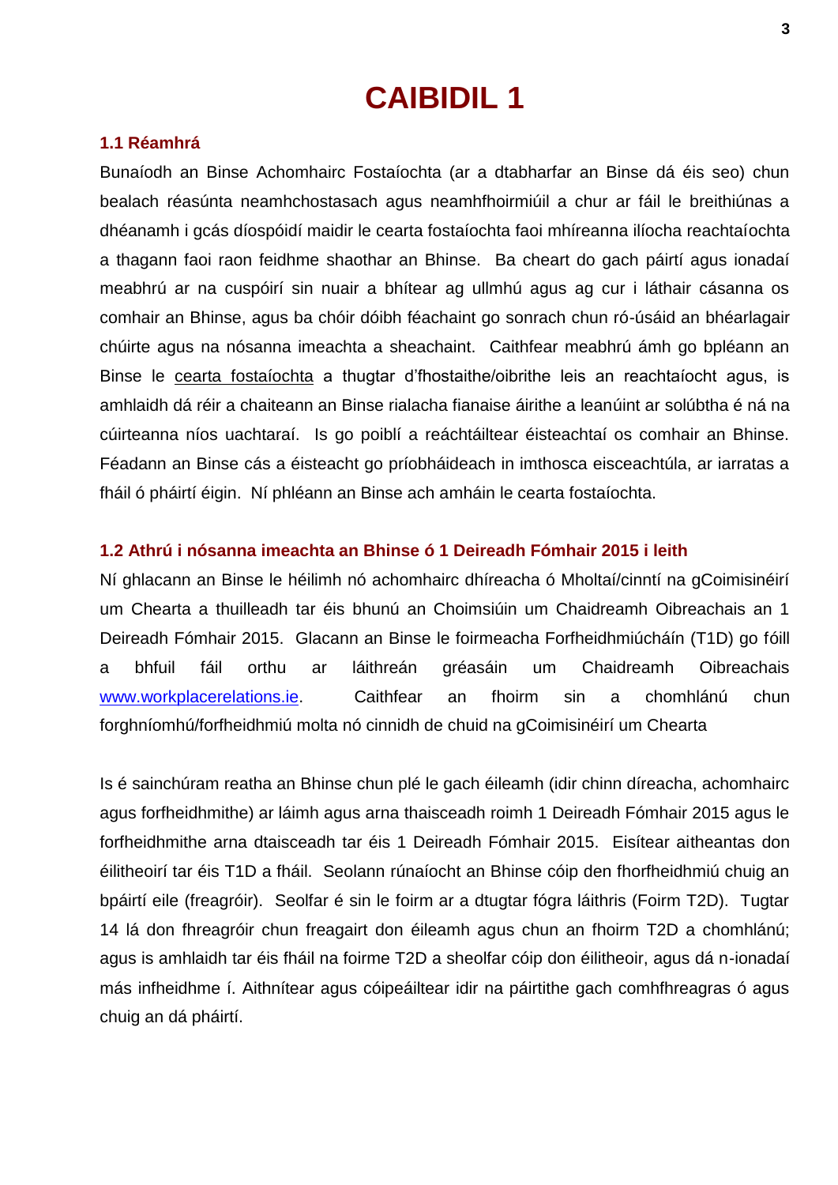# CAIBIDIL 1

## 1.1 Réamhrá

Bunaíodh an Binse Achomhairc Fostaíochta (ar a dtabharfar an Binse dá éis seo) chun bealach réasúnta neamhchostasach agus neamhfhoirmiúil a chur ar fáil le breithiúnas a dhéanamh i gcás díospóidí maidir le cearta fostaíochta faoi mhíreanna ilíocha reachtaíochta a thagann faoi raon feidhme shaothar an Bhinse. Ba cheart do gach páirtí agus ionadaí meabhrú ar na cuspóirí sin nuair a bhítear ag ullmhú agus ag cur i láthair cásanna os comhair an Bhinse, agus ba chóir dóibh féachaint go sonrach chun ró-úsáid an bhéarlagair chúirte agus na nósanna imeachta a sheachaint. Caithfear meabhrú ámh go bpléann an Binse le cearta fostaíochta a thugtar d'fhostaithe/oibrithe leis an reachtaíocht agus, is amhlaidh dá réir a chaiteann an Binse rialacha fianaise áirithe a leanúint ar solúbtha é ná na cúirteanna níos uachtaraí. Is go poiblí a reáchtáiltear éisteachtaí os comhair an Bhinse. Féadann an Binse cás a éisteacht go príobháideach in imthosca eisceachtúla, ar iarratas a fháil ó pháirtí éigin. Ní phléann an Binse ach amháin le cearta fostaíochta.

## 1.2 Athrú i nósanna imeachta an Bhinse ó 1 Deireadh Fómhair 2015 i leith

Ní ghlacann an Binse le héilimh nó achomhairc dhíreacha ó Mholtaí/cinntí na gCoimisinéirí um Chearta a thuilleadh tar éis bhunú an Choimsiúin um Chaidreamh Oibreachais an 1 Deireadh Fómhair 2015. Glacann an Binse le foirmeacha Forfheidhmiúcháin (T1D) go fóill a bhfuil fáil orthu ar láithreán gréasáin um Chaidreamh Oibreachais www.workplacerelations.ie. Caithfear an fhoirm sin a chomhlánú chun forghníomhú/forfheidhmiú molta nó cinnidh de chuid na gCoimisinéirí um Chearta

Is é sainchúram reatha an Bhinse chun plé le gach éileamh (idir chinn díreacha, achomhairc agus forfheidhmithe) ar láimh agus arna thaisceadh roimh 1 Deireadh Fómhair 2015 agus le forfheidhmithe arna dtaisceadh tar éis 1 Deireadh Fómhair 2015. Eisítear aitheantas don éilitheoirí tar éis T1D a fháil. Seolann rúnaíocht an Bhinse cóip den fhorfheidhmiú chuig an bpáirtí eile (freagróir). Seolfar é sin le foirm ar a dtugtar fógra láithris (Foirm T2D). Tugtar 14 lá don fhreagróir chun freagairt don éileamh agus chun an fhoirm T2D a chomhlánú; agus is amhlaidh tar éis fháil na foirme T2D a sheolfar cóip don éilitheoir, agus dá n-ionadaí más infheidhme í. Aithnítear agus cóipeáiltear idir na páirtithe gach comhfhreagras ó agus chuig an dá pháirtí.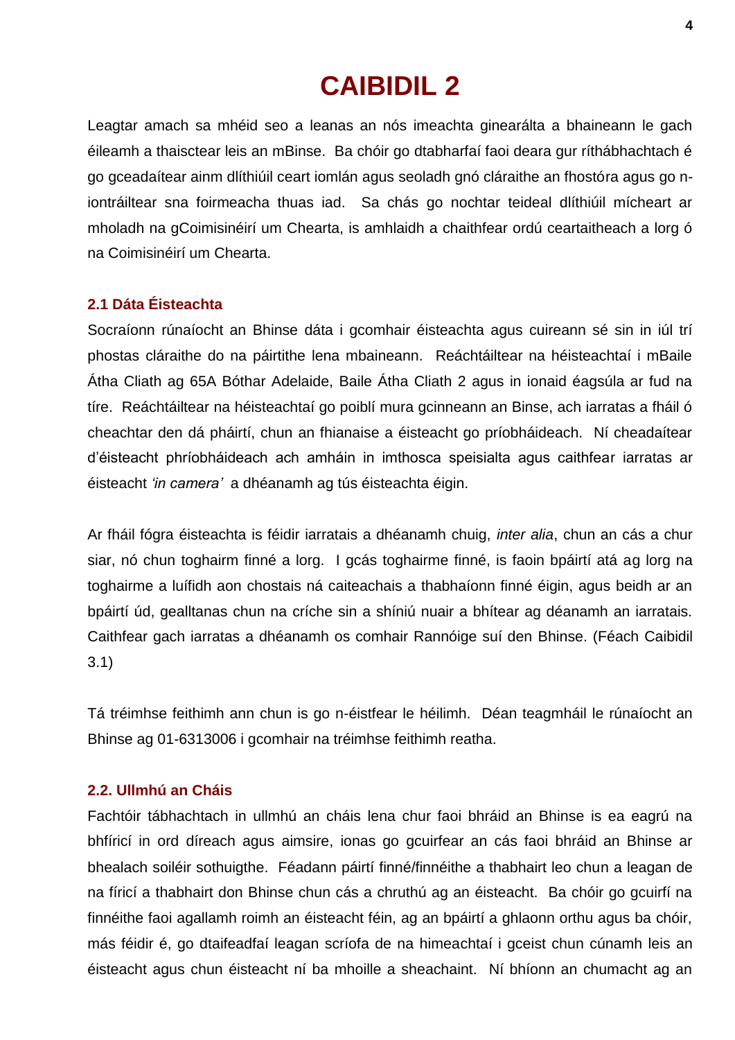# CAIBIDIL 2

Leagtar amach sa mhéid seo a leanas an nós imeachta ginearálta a bhaineann le gach éileamh a thaisctear leis an mBinse. Ba chóir go dtabharfaí faoi deara gur ríthábhachtach é go gceadaítear ainm dlíthiúil ceart iomlán agus seoladh gnó cláraithe an fhostóra agus go n-iontráiltear sna foirmeacha thuas iad. Sa chás go nochtar teideal dlíthiúil mícheart ar mholadh na gCoimisinéirí um Chearta, is amhlaidh a chaithfear ordú ceartaitheach a lorg ó na Coimisinéirí um Chearta.

## 2.1 Dáta Éisteachta

Socraíonn rúnaíocht an Bhinse dáta i gcomhair éisteachta agus cuireann sé sin in iúl trí phostas cláraithe do na páirtithe lena mbaineann. Reáchtáiltear na héisteachtaí i mBaile Átha Cliath ag 65A Bóthar Adelaide, Baile Átha Cliath 2 agus in ionaid éagsúla ar fud na tíre. Reáchtáiltear na héisteachtaí go poiblí mura gcinneann an Binse, ach iarratas a fháil ó cheachtar den dá pháirtí, chun an fhianaise a éisteacht go príobháideach. Ní cheadaítear d'éisteacht phríobháideach ach amháin in imthosca speisialta agus caithfear iarratas ar éisteacht *'in camera'* a dhéanamh ag tús éisteachta éigin.

Ar fháil fógra éisteachta is féidir iarratais a dhéanamh chuig, *inter alia*, chun an cás a chur siar, nó chun toghairm finné a lorg. I gcás toghairme finné, is faoin bpáirtí atá ag lorg na toghairme a luífidh aon chostais ná caiteachais a thabhaíonn finné éigin, agus beidh ar an bpáirtí úd, gealltanas chun na críche sin a shíniú nuair a bhítear ag déanamh an iarratais. Caithfear gach iarratas a dhéanamh os comhair Rannóige suí den Bhinse. (Féach Caibidil 3.1)

Tá tréimhse feithimh ann chun is go n-éistfear le héilimh. Déan teagmháil le rúnaíocht an Bhinse ag 01-6313006 i gcomhair na tréimhse feithimh reatha.

## 2.2. Ullmhú an Cháis

Fachtóir tábhachtach in ullmhú an cháis lena chur faoi bhráid an Bhinse is ea eagrú na bhfíricí in ord díreach agus aimsire, ionas go gcuirfear an cás faoi bhráid an Bhinse ar bhealach soiléir sothuigthe. Féadann páirtí finné/finnéithe a thabhairt leo chun a leagan de na fíricí a thabhairt don Bhinse chun cás a chruthú ag an éisteacht. Ba chóir go gcuirfí na finnéithe faoi agallamh roimh an éisteacht féin, ag an bpáirtí a ghlaonn orthu agus ba chóir, más féidir é, go dtaifeadfaí leagan scríofa de na himeachtaí i gceist chun cúnamh leis an éisteacht agus chun éisteacht ní ba mhoille a sheachaint. Ní bhíonn an chumacht ag an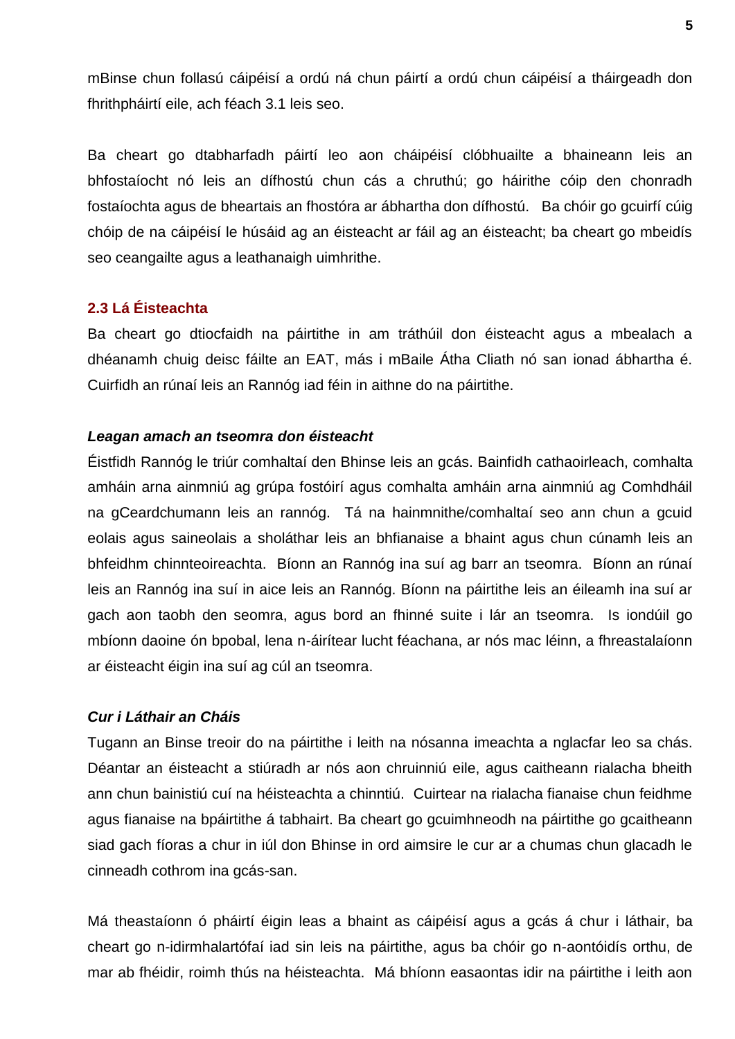mBinse chun follasú cáipéisí a ordú ná chun páirtí a ordú chun cáipéisí a tháirgeadh don fhrithpháirtí eile, ach féach 3.1 leis seo.

Ba cheart go dtabharfadh páirtí leo aon cháipéisí clóbhuailte a bhaineann leis an bhfostaíocht nó leis an dífhostú chun cás a chruthú; go háirithe cóip den chonradh fostaíochta agus de bheartais an fhostóra ar ábhartha don dífhostú. Ba chóir go gcuirfí cúig chóip de na cáipéisí le húsáid ag an éisteacht ar fáil ag an éisteacht; ba cheart go mbeidís seo ceangailte agus a leathanaigh uimhrithe.

## 2.3 Lá Éisteachta

Ba cheart go dtiocfaidh na páirtithe in am tráthúil don éisteacht agus a mbealach a dhéanamh chuig deisc fáilte an EAT, más i mBaile Átha Cliath nó san ionad ábhartha é. Cuirfidh an rúnaí leis an Rannóg iad féin in aithne do na páirtithe.

### *Leagan amach an tseomra don éisteacht*

Éistfidh Rannóg le triúr comhaltaí den Bhinse leis an gcás. Bainfidh cathaoirleach, comhalta amháin arna ainmniú ag grúpa fostóirí agus comhalta amháin arna ainmniú ag Comhdháil na gCeardchumann leis an rannóg. Tá na hainmnithe/comhaltaí seo ann chun a gcuid eolais agus saineolais a sholáthar leis an bhfianaise a bhaint agus chun cúnamh leis an bhfeidhm chinnteoireachta. Bíonn an Rannóg ina suí ag barr an tseomra. Bíonn an rúnaí leis an Rannóg ina suí in aice leis an Rannóg. Bíonn na páirtithe leis an éileamh ina suí ar gach aon taobh den seomra, agus bord an fhinné suite i lár an tseomra. Is iondúil go mbíonn daoine ón bpobal, lena n-áirítear lucht féachana, ar nós mac léinn, a fhreastalaíonn ar éisteacht éigin ina suí ag cúl an tseomra.

### *Cur i Láthair an Cháis*

Tugann an Binse treoir do na páirtithe i leith na nósanna imeachta a nglacfar leo sa chás. Déantar an éisteacht a stiúradh ar nós aon chruinniú eile, agus caitheann rialacha bheith ann chun bainistiú cuí na héisteachta a chinntiú. Cuirtear na rialacha fianaise chun feidhme agus fianaise na bpáirtithe á tabhairt. Ba cheart go gcuimhneodh na páirtithe go gcaitheann siad gach fíoras a chur in iúl don Bhinse in ord aimsire le cur ar a chumas chun glacadh le cinneadh cothrom ina gcás-san.

Má theastaíonn ó pháirtí éigin leas a bhaint as cáipéisí agus a gcás á chur i láthair, ba cheart go n-idirmhalartófaí iad sin leis na páirtithe, agus ba chóir go n-aontóidís orthu, de mar ab fhéidir, roimh thús na héisteachta. Má bhíonn easaontas idir na páirtithe i leith aon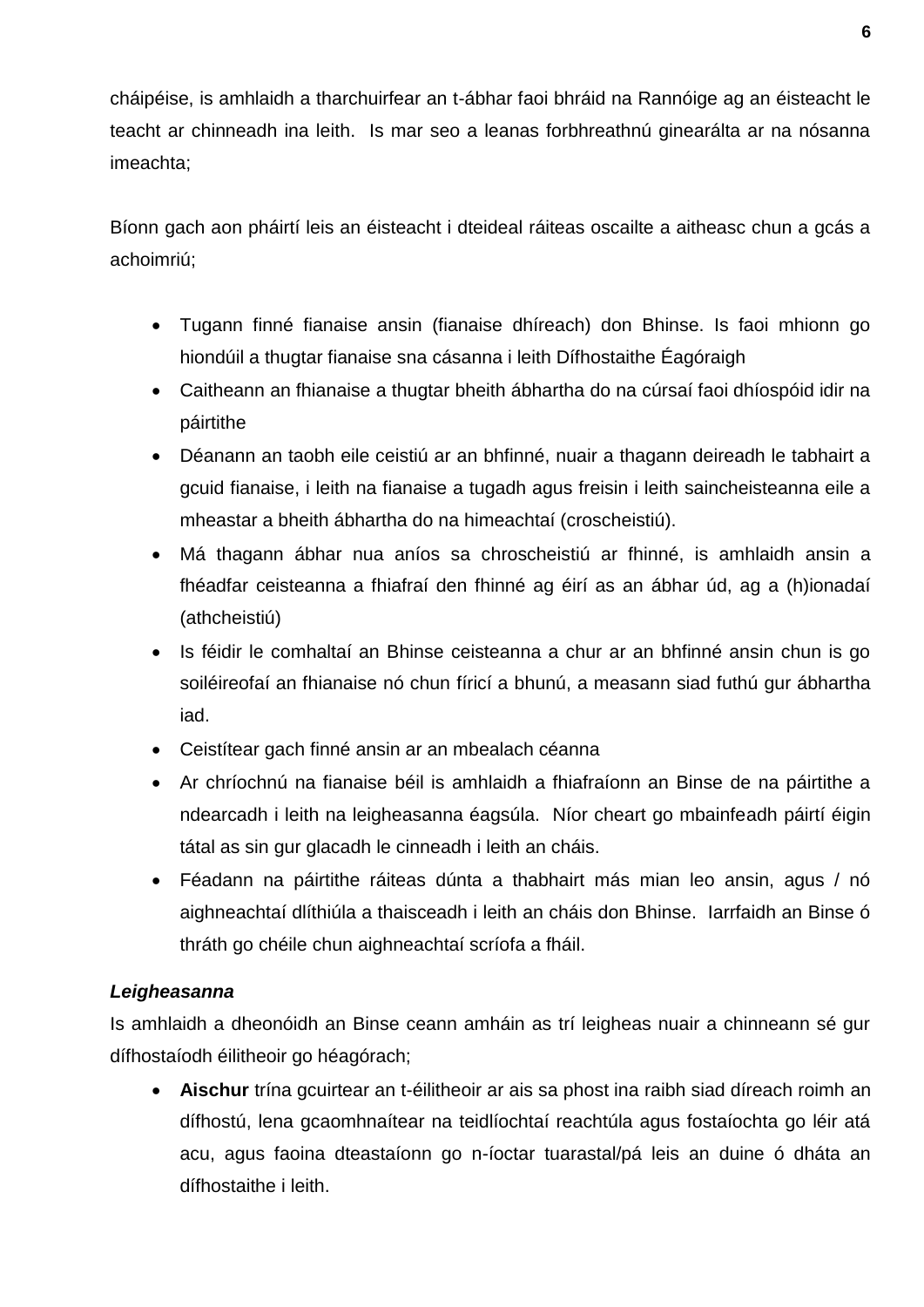cháipéise, is amhlaidh a tharchuirfear an t-ábhar faoi bhráid na Rannóige ag an éisteacht le teacht ar chinneadh ina leith.  Is mar seo a leanas forbhreathnú ginearálta ar na nósanna imeachta;

Bíonn gach aon pháirtí leis an éisteacht i dteideal ráiteas oscailte a aitheasc chun a gcás a achoimriú;

- Tugann finné fianaise ansin (fianaise dhíreach) don Bhinse. Is faoi mhionn go hiondúil a thugtar fianaise sna cásanna i leith Dífhostaithe Éagóraigh
- Caitheann an fhianaise a thugtar bheith ábhartha do na cúrsaí faoi dhíospóid idir na páirtithe
- Déanann an taobh eile ceistiú ar an bhfinné, nuair a thagann deireadh le tabhairt a gcuid fianaise, i leith na fianaise a tugadh agus freisin i leith saincheisteanna eile a mheastar a bheith ábhartha do na himeachtaí (croscheistiú).
- Má thagann ábhar nua aníos sa chroscheistiú ar fhinné, is amhlaidh ansin a fhéadfar ceisteanna a fhiafraí den fhinné ag éirí as an ábhar úd, ag a (h)ionadaí (athcheistiú)
- Is féidir le comhaltaí an Bhinse ceisteanna a chur ar an bhfinné ansin chun is go soiléireofaí an fhianaise nó chun fíricí a bhunú, a measann siad futhú gur ábhartha iad.
- Ceistítear gach finné ansin ar an mbealach céanna
- Ar chríochnú na fianaise béil is amhlaidh a fhiafraíonn an Binse de na páirtithe a ndearcadh i leith na leigheasanna éagsúla.  Níor cheart go mbainfeadh páirtí éigin tátal as sin gur glacadh le cinneadh i leith an cháis.
- Féadann na páirtithe ráiteas dúnta a thabhairt más mian leo ansin, agus / nó aighneachtaí dlíthiúla a thaisceadh i leith an cháis don Bhinse.  Iarrfaidh an Binse ó thráth go chéile chun aighneachtaí scríofa a fháil.

***Leigheasanna***

Is amhlaidh a dheonóidh an Binse ceann amháin as trí leigheas nuair a chinneann sé gur dífhostaíodh éilitheoir go héagórach;

- **Aischur** trína gcuirtear an t-éilitheoir ar ais sa phost ina raibh siad díreach roimh an dífhostú, lena gcaomhnaítear na teidlíochtaí reachtúla agus fostaíochta go léir atá acu, agus faoina dteastaíonn go n-íoctar tuarastal/pá leis an duine ó dháta an dífhostaithe i leith.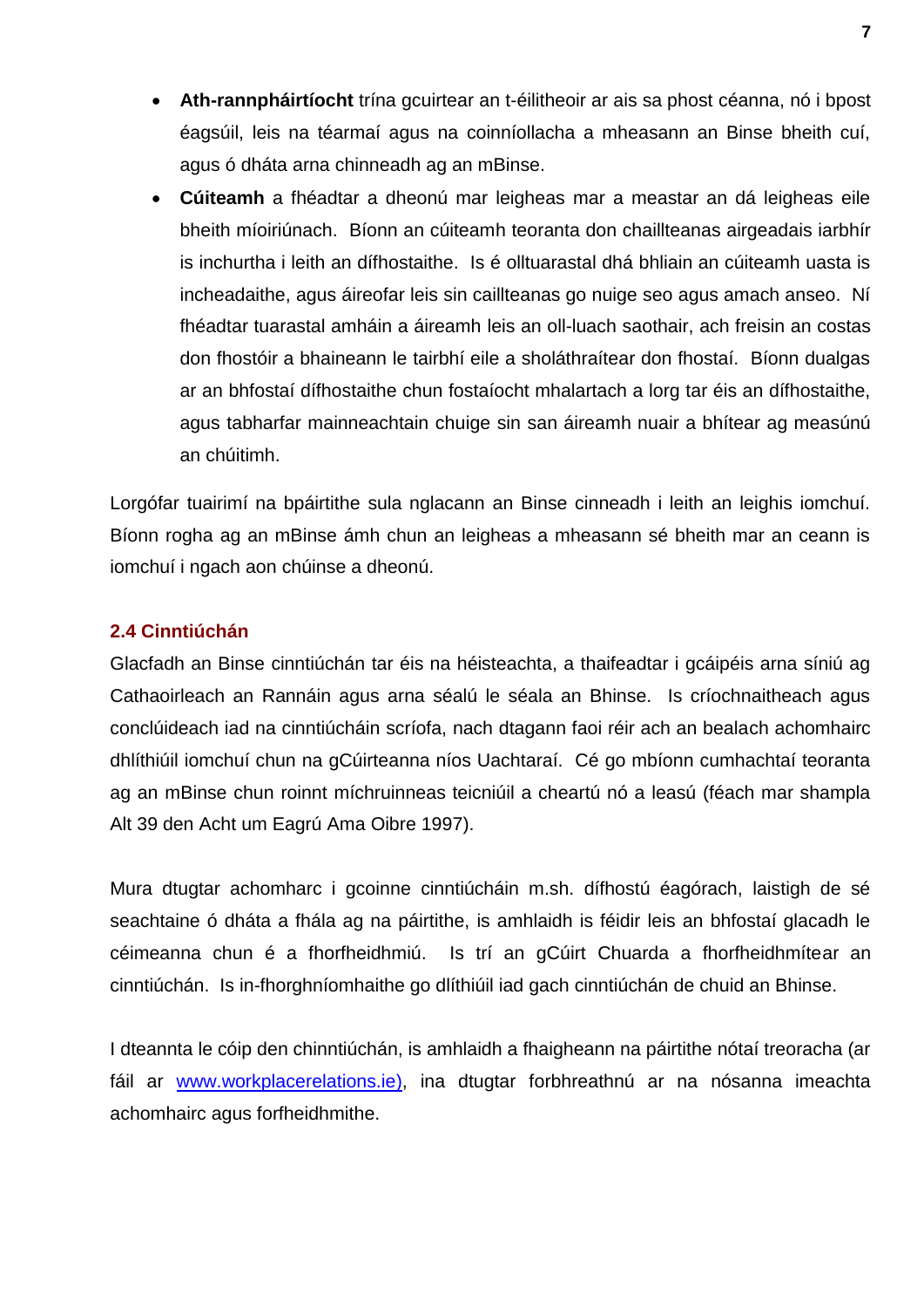- **Ath-rannpháirtíocht** trína gcuirtear an t-éilitheoir ar ais sa phost céanna, nó i bpost éagsúil, leis na téarmaí agus na coinníollacha a mheasann an Binse bheith cuí, agus ó dháta arna chinneadh ag an mBinse.
- **Cúiteamh** a fhéadtar a dheonú mar leigheas mar a meastar an dá leigheas eile bheith míoiriúnach. Bíonn an cúiteamh teoranta don chaillteanas airgeadais iarbhír is inchurtha i leith an dífhostaithe. Is é olltuarastal dhá bhliain an cúiteamh uasta is incheadaithe, agus áireofar leis sin caillteanas go nuige seo agus amach anseo. Ní fhéadtar tuarastal amháin a áireamh leis an oll-luach saothair, ach freisin an costas don fhostóir a bhaineann le tairbhí eile a sholáthraítear don fhostaí. Bíonn dualgas ar an bhfostaí dífhostaithe chun fostaíocht mhalartach a lorg tar éis an dífhostaithe, agus tabharfar mainneachtain chuige sin san áireamh nuair a bhítear ag measúnú an chúitimh.

Lorgófar tuairimí na bpáirtithe sula nglacann an Binse cinneadh i leith an leighis iomchuí. Bíonn rogha ag an mBinse ámh chun an leigheas a mheasann sé bheith mar an ceann is iomchuí i ngach aon chúinse a dheonú.

### 2.4 Cinntiúchán

Glacfadh an Binse cinntiúchán tar éis na héisteachta, a thaifeadtar i gcáipéis arna síniú ag Cathaoirleach an Rannáin agus arna séalú le séala an Bhinse. Is críochnaitheach agus conclúideach iad na cinntiúcháin scríofa, nach dtagann faoi réir ach an bealach achomhairc dhlíthiúil iomchuí chun na gCúirteanna níos Uachtaraí. Cé go mbíonn cumhachtaí teoranta ag an mBinse chun roinnt míchruinneas teicniúil a cheartú nó a leasú (féach mar shampla Alt 39 den Acht um Eagrú Ama Oibre 1997).

Mura dtugtar achomharc i gcoinne cinntiúcháin m.sh. dífhostú éagórach, laistigh de sé seachtaine ó dháta a fhála ag na páirtithe, is amhlaidh is féidir leis an bhfostaí glacadh le céimeanna chun é a fhorfheidhmiú. Is trí an gCúirt Chuarda a fhorfheidhmítear an cinntiúchán. Is in-fhorghníomhaithe go dlíthiúil iad gach cinntiúchán de chuid an Bhinse.

I dteannta le cóip den chinntiúchán, is amhlaidh a fhaigheann na páirtithe nótaí treoracha (ar fáil ar www.workplacerelations.ie), ina dtugtar forbhreathnú ar na nósanna imeachta achomhairc agus forfheidhmithe.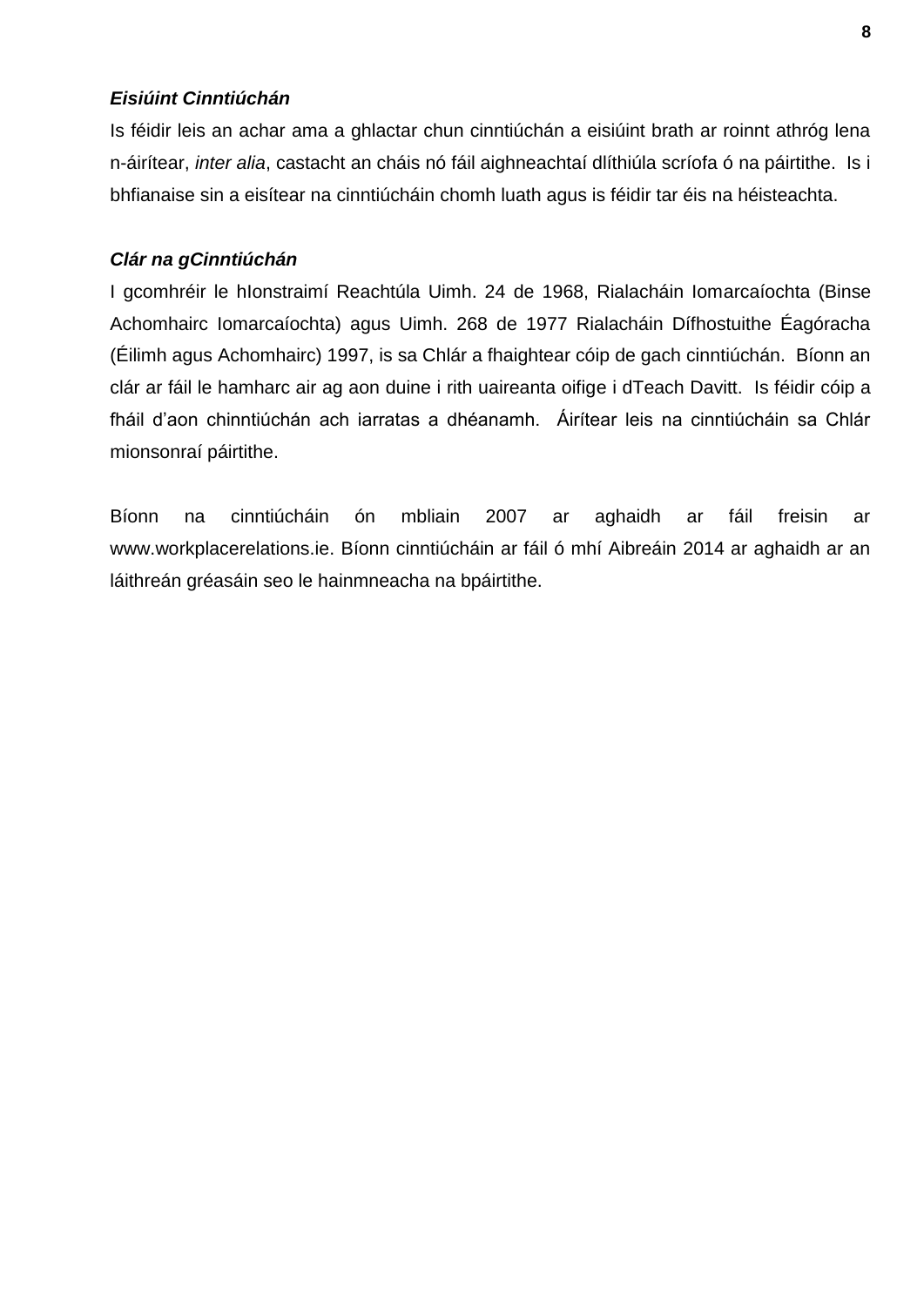***Eisiúint Cinntiúchán***

Is féidir leis an achar ama a ghlactar chun cinntiúchán a eisiúint brath ar roinnt athróg lena n-áirítear, *inter alia*, castacht an cháis nó fáil aighneachtaí dlíthiúla scríofa ó na páirtithe. Is i bhfianaise sin a eisítear na cinntiúcháin chomh luath agus is féidir tar éis na héisteachta.

***Clár na gCinntiúchán***

I gcomhréir le hIonstraimí Reachtúla Uimh. 24 de 1968, Rialacháin Iomarcaíochta (Binse Achomhairc Iomarcaíochta) agus Uimh. 268 de 1977 Rialacháin Dífhostuithe Éagóracha (Éilimh agus Achomhairc) 1997, is sa Chlár a fhaightear cóip de gach cinntiúchán. Bíonn an clár ar fáil le hamharc air ag aon duine i rith uaireanta oifige i dTeach Davitt. Is féidir cóip a fháil d'aon chinntiúchán ach iarratas a dhéanamh. Áirítear leis na cinntiúcháin sa Chlár mionsonraí páirtithe.

Bíonn na cinntiúcháin ón mbliain 2007 ar aghaidh ar fáil freisin ar www.workplacerelations.ie. Bíonn cinntiúcháin ar fáil ó mhí Aibreáin 2014 ar aghaidh ar an láithreán gréasáin seo le hainmneacha na bpáirtithe.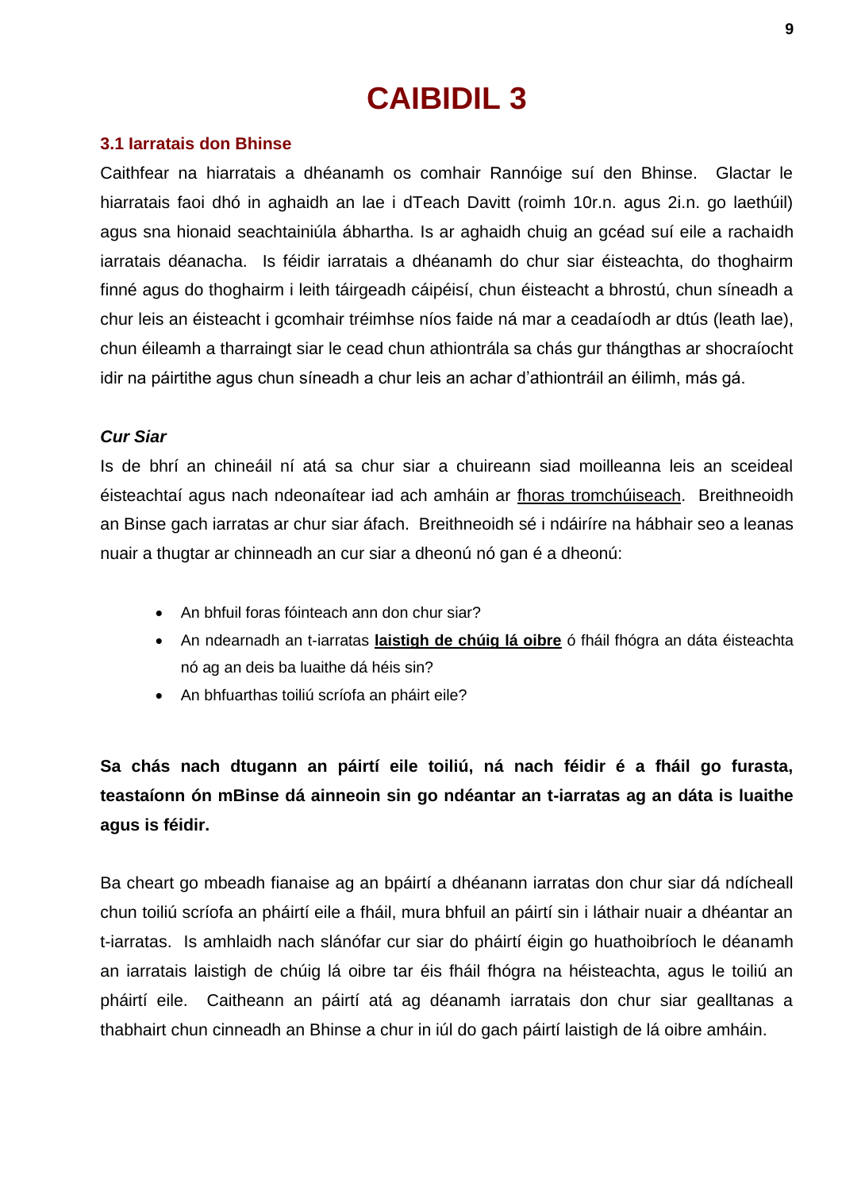# CAIBIDIL 3

### 3.1 Iarratais don Bhinse

Caithfear na hiarratais a dhéanamh os comhair Rannóige suí den Bhinse. Glactar le hiarratais faoi dhó in aghaidh an lae i dTeach Davitt (roimh 10r.n. agus 2i.n. go laethúil) agus sna hionaid seachtainiúla ábhartha. Is ar aghaidh chuig an gcéad suí eile a rachaidh iarratais déanacha. Is féidir iarratais a dhéanamh do chur siar éisteachta, do thoghairm finné agus do thoghairm i leith táirgeadh cáipéisí, chun éisteacht a bhrostú, chun síneadh a chur leis an éisteacht i gcomhair tréimhse níos faide ná mar a ceadaíodh ar dtús (leath lae), chun éileamh a tharraingt siar le cead chun athiontrála sa chás gur thángthas ar shocraíocht idir na páirtithe agus chun síneadh a chur leis an achar d'athiontráil an éilimh, más gá.

***Cur Siar***

Is de bhrí an chineáil ní atá sa chur siar a chuireann siad moilleanna leis an sceideal éisteachtaí agus nach ndeonaítear iad ach amháin ar <u>fhoras tromchúiseach</u>. Breithneoidh an Binse gach iarratas ar chur siar áfach. Breithneoidh sé i ndáiríre na hábhair seo a leanas nuair a thugtar ar chinneadh an cur siar a dheonú nó gan é a dheonú:

- An bhfuil foras fóinteach ann don chur siar?
- An ndearnadh an t-iarratas **<u>laistigh de chúig lá oibre</u>** ó fháil fhógra an dáta éisteachta nó ag an deis ba luaithe dá héis sin?
- An bhfuarthas toiliú scríofa an pháirt eile?

**Sa chás nach dtugann an páirtí eile toiliú, ná nach féidir é a fháil go furasta, teastaíonn ón mBinse dá ainneoin sin go ndéantar an t-iarratas ag an dáta is luaithe agus is féidir.**

Ba cheart go mbeadh fianaise ag an bpáirtí a dhéanann iarratas don chur siar dá ndícheall chun toiliú scríofa an pháirtí eile a fháil, mura bhfuil an páirtí sin i láthair nuair a dhéantar an t-iarratas. Is amhlaidh nach slánófar cur siar do pháirtí éigin go huathoibríoch le déanamh an iarratais laistigh de chúig lá oibre tar éis fháil fhógra na héisteachta, agus le toiliú an pháirtí eile. Caitheann an páirtí atá ag déanamh iarratais don chur siar gealltanas a thabhairt chun cinneadh an Bhinse a chur in iúl do gach páirtí laistigh de lá oibre amháin.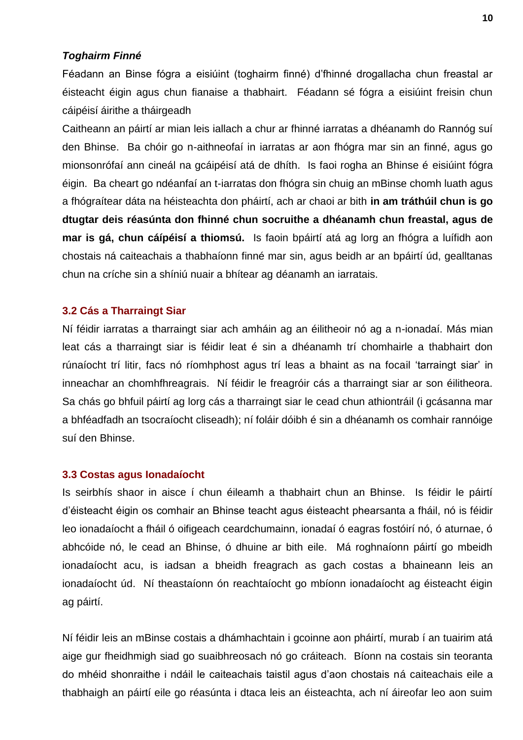### *Toghairm Finné*

Féadann an Binse fógra a eisiúint (toghairm finné) d'fhinné drogallacha chun freastal ar éisteacht éigin agus chun fianaise a thabhairt. Féadann sé fógra a eisiúint freisin chun cáipéisí áirithe a tháirgeadh

Caitheann an páirtí ar mian leis iallach a chur ar fhinné iarratas a dhéanamh do Rannóg suí den Bhinse. Ba chóir go n-aithneofaí in iarratas ar aon fhógra mar sin an finné, agus go mionsonrófaí ann cineál na gcáipéisí atá de dhíth. Is faoi rogha an Bhinse é eisiúint fógra éigin. Ba cheart go ndéanfaí an t-iarratas don fhógra sin chuig an mBinse chomh luath agus a fhógraítear dáta na héisteachta don pháirtí, ach ar chaoi ar bith **in am tráthúil chun is go dtugtar deis réasúnta don fhinné chun socruithe a dhéanamh chun freastal, agus de mar is gá, chun cáipéisí a thiomsú.** Is faoin bpáirtí atá ag lorg an fhógra a luífidh aon chostais ná caiteachais a thabhaíonn finné mar sin, agus beidh ar an bpáirtí úd, gealltanas chun na críche sin a shíniú nuair a bhítear ag déanamh an iarratais.

### 3.2 Cás a Tharraingt Siar

Ní féidir iarratas a tharraingt siar ach amháin ag an éilitheoir nó ag a n-ionadaí. Más mian leat cás a tharraingt siar is féidir leat é sin a dhéanamh trí chomhairle a thabhairt don rúnaíocht trí litir, facs nó ríomhphost agus trí leas a bhaint as na focail 'tarraingt siar' in inneachar an chomhfhreagrais. Ní féidir le freagróir cás a tharraingt siar ar son éilitheora. Sa chás go bhfuil páirtí ag lorg cás a tharraingt siar le cead chun athiontráil (i gcásanna mar a bhféadfadh an tsocraíocht cliseadh); ní foláir dóibh é sin a dhéanamh os comhair rannóige suí den Bhinse.

### 3.3 Costas agus Ionadaíocht

Is seirbhís shaor in aisce í chun éileamh a thabhairt chun an Bhinse. Is féidir le páirtí d'éisteacht éigin os comhair an Bhinse teacht agus éisteacht phearsanta a fháil, nó is féidir leo ionadaíocht a fháil ó oifigeach ceardchumainn, ionadaí ó eagras fostóirí nó, ó aturnae, ó abhcóide nó, le cead an Bhinse, ó dhuine ar bith eile. Má roghnaíonn páirtí go mbeidh ionadaíocht acu, is iadsan a bheidh freagrach as gach costas a bhaineann leis an ionadaíocht úd. Ní theastaíonn ón reachtaíocht go mbíonn ionadaíocht ag éisteacht éigin ag páirtí.

Ní féidir leis an mBinse costais a dhámhachtain i gcoinne aon pháirtí, murab í an tuairim atá aige gur fheidhmigh siad go suaibhreosach nó go cráiteach. Bíonn na costais sin teoranta do mhéid shonraithe i ndáil le caiteachais taistil agus d'aon chostais ná caiteachais eile a thabhaigh an páirtí eile go réasúnta i dtaca leis an éisteachta, ach ní áireofar leo aon suim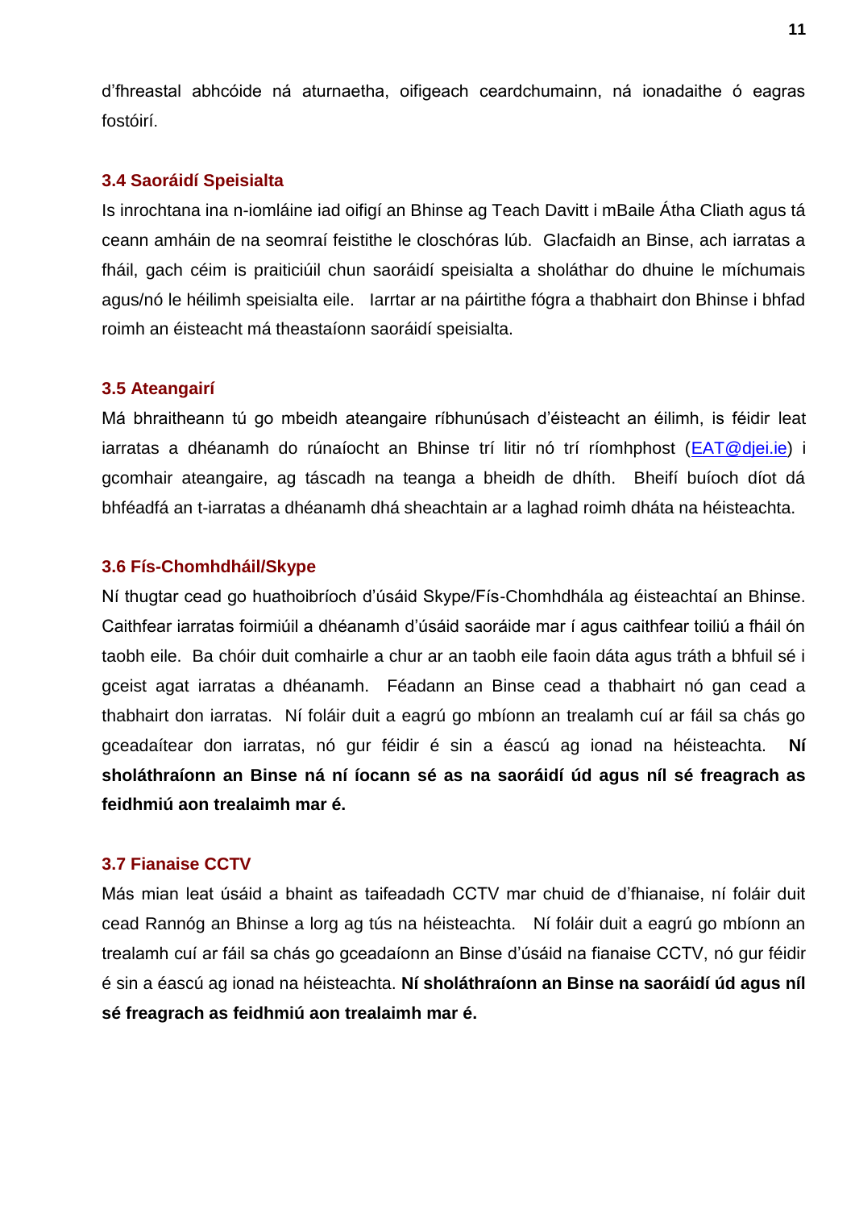d'fhreastal abhcóide ná aturnaetha, oifigeach ceardchumainn, ná ionadaithe ó eagras fostóirí.

### 3.4 Saoráidí Speisialta

Is inrochtana ina n-iomláine iad oifigí an Bhinse ag Teach Davitt i mBaile Átha Cliath agus tá ceann amháin de na seomraí feistithe le closchóras lúb. Glacfaidh an Binse, ach iarratas a fháil, gach céim is praiticiúil chun saoráidí speisialta a sholáthar do dhuine le míchumais agus/nó le héilimh speisialta eile. Iarrtar ar na páirtithe fógra a thabhairt don Bhinse i bhfad roimh an éisteacht má theastaíonn saoráidí speisialta.

### 3.5 Ateangairí

Má bhraitheann tú go mbeidh ateangaire ríbhunúsach d'éisteacht an éilimh, is féidir leat iarratas a dhéanamh do rúnaíocht an Bhinse trí litir nó trí ríomhphost ([EAT@djei.ie](mailto:EAT@djei.ie)) i gcomhair ateangaire, ag táscadh na teanga a bheidh de dhíth. Bheifí buíoch díot dá bhféadfá an t-iarratas a dhéanamh dhá sheachtain ar a laghad roimh dháta na héisteachta.

### 3.6 Fís-Chomhdháil/Skype

Ní thugtar cead go huathoibríoch d'úsáid Skype/Fís-Chomhdhála ag éisteachtaí an Bhinse. Caithfear iarratas foirmiúil a dhéanamh d'úsáid saoráide mar í agus caithfear toiliú a fháil ón taobh eile. Ba chóir duit comhairle a chur ar an taobh eile faoin dáta agus tráth a bhfuil sé i gceist agat iarratas a dhéanamh. Féadann an Binse cead a thabhairt nó gan cead a thabhairt don iarratas. Ní foláir duit a eagrú go mbíonn an trealamh cuí ar fáil sa chás go gceadaítear don iarratas, nó gur féidir é sin a éascú ag ionad na héisteachta. **Ní sholáthraíonn an Binse ná ní íocann sé as na saoráidí úd agus níl sé freagrach as feidhmiú aon trealaimh mar é.**

### 3.7 Fianaise CCTV

Más mian leat úsáid a bhaint as taifeadadh CCTV mar chuid de d'fhianaise, ní foláir duit cead Rannóg an Bhinse a lorg ag tús na héisteachta. Ní foláir duit a eagrú go mbíonn an trealamh cuí ar fáil sa chás go gceadaíonn an Binse d'úsáid na fianaise CCTV, nó gur féidir é sin a éascú ag ionad na héisteachta. **Ní sholáthraíonn an Binse na saoráidí úd agus níl sé freagrach as feidhmiú aon trealaimh mar é.**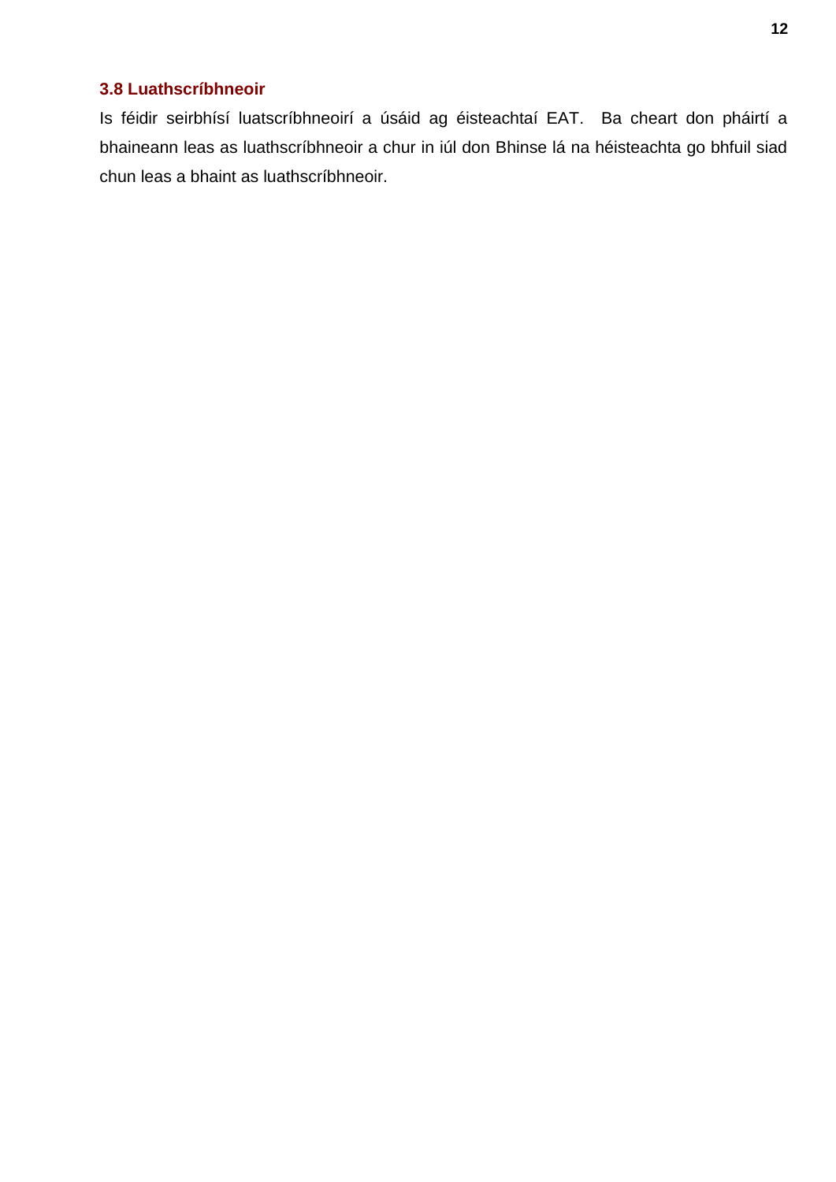### 3.8 Luathscríbhneoir

Is féidir seirbhísí luatscríbhneoirí a úsáid ag éisteachtaí EAT. Ba cheart don pháirtí a bhaineann leas as luathscríbhneoir a chur in iúl don Bhinse lá na héisteachta go bhfuil siad chun leas a bhaint as luathscríbhneoir.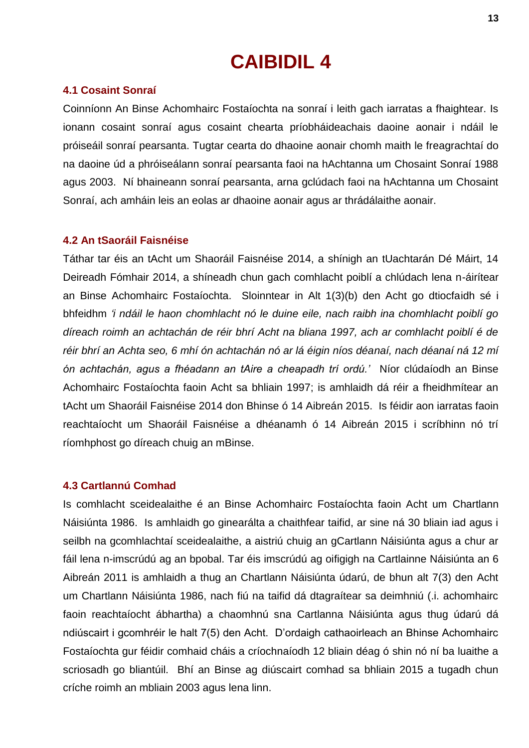# CAIBIDIL 4

### 4.1 Cosaint Sonraí

Coinníonn An Binse Achomhairc Fostaíochta na sonraí i leith gach iarratas a fhaightear. Is ionann cosaint sonraí agus cosaint chearta príobháideachais daoine aonair i ndáil le próiseáil sonraí pearsanta. Tugtar cearta do dhaoine aonair chomh maith le freagrachtaí do na daoine úd a phróiseálann sonraí pearsanta faoi na hAchtanna um Chosaint Sonraí 1988 agus 2003. Ní bhaineann sonraí pearsanta, arna gclúdach faoi na hAchtanna um Chosaint Sonraí, ach amháin leis an eolas ar dhaoine aonair agus ar thrádálaithe aonair.

### 4.2 An tSaoráil Faisnéise

Táthar tar éis an tAcht um Shaoráil Faisnéise 2014, a shínigh an tUachtarán Dé Máirt, 14 Deireadh Fómhair 2014, a shíneadh chun gach comhlacht poiblí a chlúdach lena n-áirítear an Binse Achomhairc Fostaíochta. Sloinntear in Alt 1(3)(b) den Acht go dtiocfaidh sé i bhfeidhm *'i ndáil le haon chomhlacht nó le duine eile, nach raibh ina chomhlacht poiblí go díreach roimh an achtachán de réir bhrí Acht na bliana 1997, ach ar comhlacht poiblí é de réir bhrí an Achta seo, 6 mhí ón achtachán nó ar lá éigin níos déanaí, nach déanaí ná 12 mí ón achtachán, agus a fhéadann an tAire a cheapadh trí ordú.'* Níor clúdaíodh an Binse Achomhairc Fostaíochta faoin Acht sa bhliain 1997; is amhlaidh dá réir a fheidhmítear an tAcht um Shaoráil Faisnéise 2014 don Bhinse ó 14 Aibreán 2015. Is féidir aon iarratas faoin reachtaíocht um Shaoráil Faisnéise a dhéanamh ó 14 Aibreán 2015 i scríbhinn nó trí ríomhphost go díreach chuig an mBinse.

### 4.3 Cartlannú Comhad

Is comhlacht sceidealaithe é an Binse Achomhairc Fostaíochta faoin Acht um Chartlann Náisiúnta 1986. Is amhlaidh go ginearálta a chaithfear taifid, ar sine ná 30 bliain iad agus i seilbh na gcomhlachtaí sceidealaithe, a aistriú chuig an gCartlann Náisiúnta agus a chur ar fáil lena n-imscrúdú ag an bpobal. Tar éis imscrúdú ag oifigigh na Cartlainne Náisiúnta an 6 Aibreán 2011 is amhlaidh a thug an Chartlann Náisiúnta údarú, de bhun alt 7(3) den Acht um Chartlann Náisiúnta 1986, nach fiú na taifid dá dtagraítear sa deimhniú (.i. achomhairc faoin reachtaíocht ábhartha) a chaomhnú sna Cartlanna Náisiúnta agus thug údarú dá ndiúscairt i gcomhréir le halt 7(5) den Acht. D'ordaigh cathaoirleach an Bhinse Achomhairc Fostaíochta gur féidir comhaid cháis a críochnaíodh 12 bliain déag ó shin nó ní ba luaithe a scriosadh go bliantúil. Bhí an Binse ag diúscairt comhad sa bhliain 2015 a tugadh chun críche roimh an mbliain 2003 agus lena linn.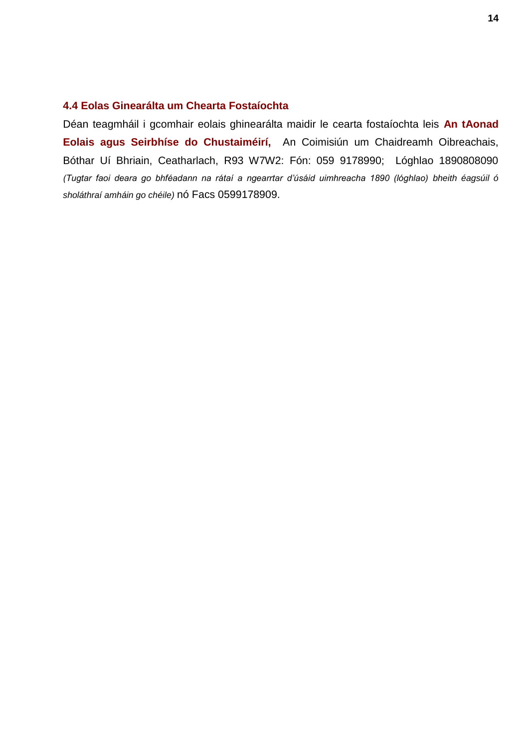### 4.4 Eolas Ginearálta um Chearta Fostaíochta

Déan teagmháil i gcomhair eolais ghinearálta maidir le cearta fostaíochta leis **An tAonad Eolais agus Seirbhíse do Chustaiméirí,** An Coimisiún um Chaidreamh Oibreachais, Bóthar Uí Bhriain, Ceatharlach, R93 W7W2: Fón: 059 9178990; Lóghlao 1890808090 *(Tugtar faoi deara go bhféadann na rátaí a ngearrtar d'úsáid uimhreacha 1890 (lóghlao) bheith éagsúil ó sholáthraí amháin go chéile)* nó Facs 0599178909.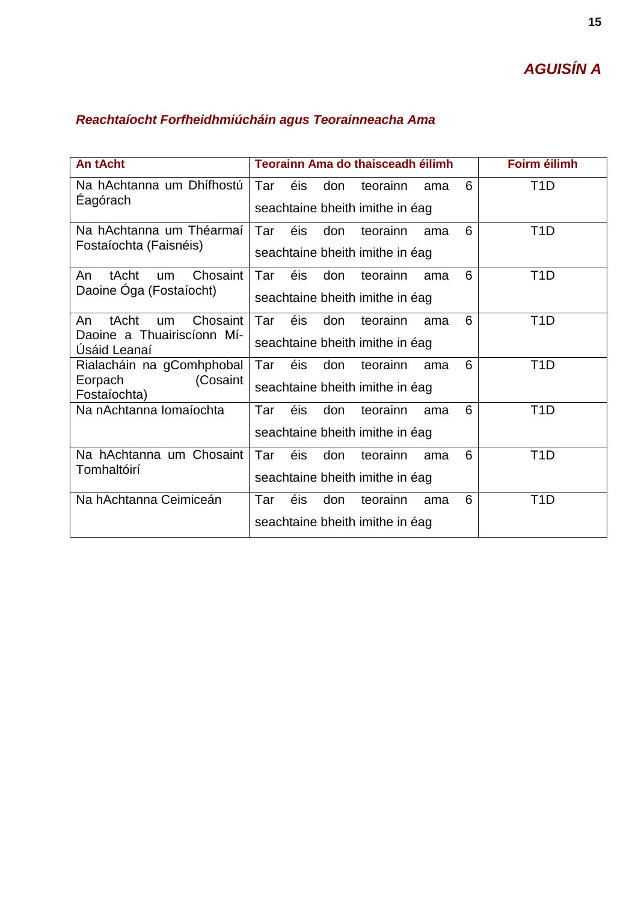## *AGUISÍN A*

### *Reachtaíocht Forfheidhmiúcháin agus Teorainneacha Ama*

| An tAcht | Teorainn Ama do thaisceadh éilimh | Foirm éilimh |
|---|---|---|
| Na hAchtanna um Dhífhostú Éagórach | Tar éis don teorainn ama 6 seachtaine bheith imithe in éag | T1D |
| Na hAchtanna um Théarmaí Fostaíochta (Faisnéis) | Tar éis don teorainn ama 6 seachtaine bheith imithe in éag | T1D |
| An tAcht um Chosaint Daoine Óga (Fostaíocht) | Tar éis don teorainn ama 6 seachtaine bheith imithe in éag | T1D |
| An tAcht um Chosaint Daoine a Thuairiscíonn Mí-Úsáid Leanaí | Tar éis don teorainn ama 6 seachtaine bheith imithe in éag | T1D |
| Rialacháin na gComhphobal Eorpach (Cosaint Fostaíochta) | Tar éis don teorainn ama 6 seachtaine bheith imithe in éag | T1D |
| Na nAchtanna Iomaíochta | Tar éis don teorainn ama 6 seachtaine bheith imithe in éag | T1D |
| Na hAchtanna um Chosaint Tomhaltóirí | Tar éis don teorainn ama 6 seachtaine bheith imithe in éag | T1D |
| Na hAchtanna Ceimiceán | Tar éis don teorainn ama 6 seachtaine bheith imithe in éag | T1D |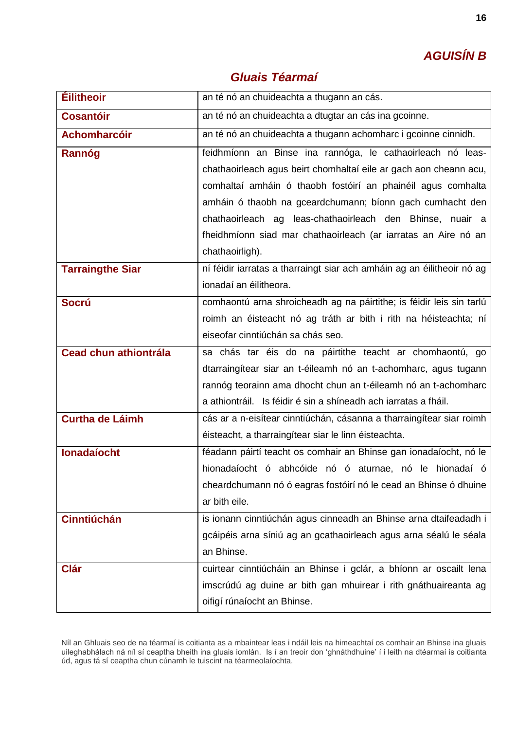## *AGUISÍN B*

### *Gluais Téarmaí*

| | |
|---|---|
| **Éilitheoir** | an té nó an chuideachta a thugann an cás. |
| **Cosantóir** | an té nó an chuideachta a dtugtar an cás ina gcoinne. |
| **Achomharcóir** | an té nó an chuideachta a thugann achomharc i gcoinne cinnidh. |
| **Rannóg** | feidhmíonn an Binse ina rannóga, le cathaoirleach nó leas-chathaoirleach agus beirt chomhaltaí eile ar gach aon cheann acu, comhaltaí amháin ó thaobh fostóirí an phainéil agus comhalta amháin ó thaobh na gceardchumann; bíonn gach cumhacht den chathaoirleach ag leas-chathaoirleach den Bhinse, nuair a fheidhmíonn siad mar chathaoirleach (ar iarratas an Aire nó an chathaoirligh). |
| **Tarraingthe Siar** | ní féidir iarratas a tharraingt siar ach amháin ag an éilitheoir nó ag ionadaí an éilitheora. |
| **Socrú** | comhaontú arna shroicheadh ag na páirtithe; is féidir leis sin tarlú roimh an éisteacht nó ag tráth ar bith i rith na héisteachta; ní eiseofar cinntiúchán sa chás seo. |
| **Cead chun athiontrála** | sa chás tar éis do na páirtithe teacht ar chomhaontú, go dtarraingítear siar an t-éileamh nó an t-achomharc, agus tugann rannóg teorainn ama dhocht chun an t-éileamh nó an t-achomharc a athiontráil. Is féidir é sin a shíneadh ach iarratas a fháil. |
| **Curtha de Láimh** | cás ar a n-eisítear cinntiúchán, cásanna a tharraingítear siar roimh éisteacht, a tharraingítear siar le linn éisteachta. |
| **Ionadaíocht** | féadann páirtí teacht os comhair an Bhinse gan ionadaíocht, nó le hionadaíocht ó abhcóide nó ó aturnae, nó le hionadaí ó cheardchumann nó ó eagras fostóirí nó le cead an Bhinse ó dhuine ar bith eile. |
| **Cinntiúchán** | is ionann cinntiúchán agus cinneadh an Bhinse arna dtaifeadadh i gcáipéis arna síniú ag an gcathaoirleach agus arna séalú le séala an Bhinse. |
| **Clár** | cuirtear cinntiúcháin an Bhinse i gclár, a bhíonn ar oscailt lena imscrúdú ag duine ar bith gan mhuirear i rith gnáthuaireanta ag oifigí rúnaíocht an Bhinse. |

Níl an Ghluais seo de na téarmaí is coitianta as a mbaintear leas i ndáil leis na himeachtaí os comhair an Bhinse ina gluais uileghabhálach ná níl sí ceaptha bheith ina gluais iomlán. Is í an treoir don 'ghnáthdhuine' í i leith na dtéarmaí is coitianta úd, agus tá sí ceaptha chun cúnamh le tuiscint na téarmeolaíochta.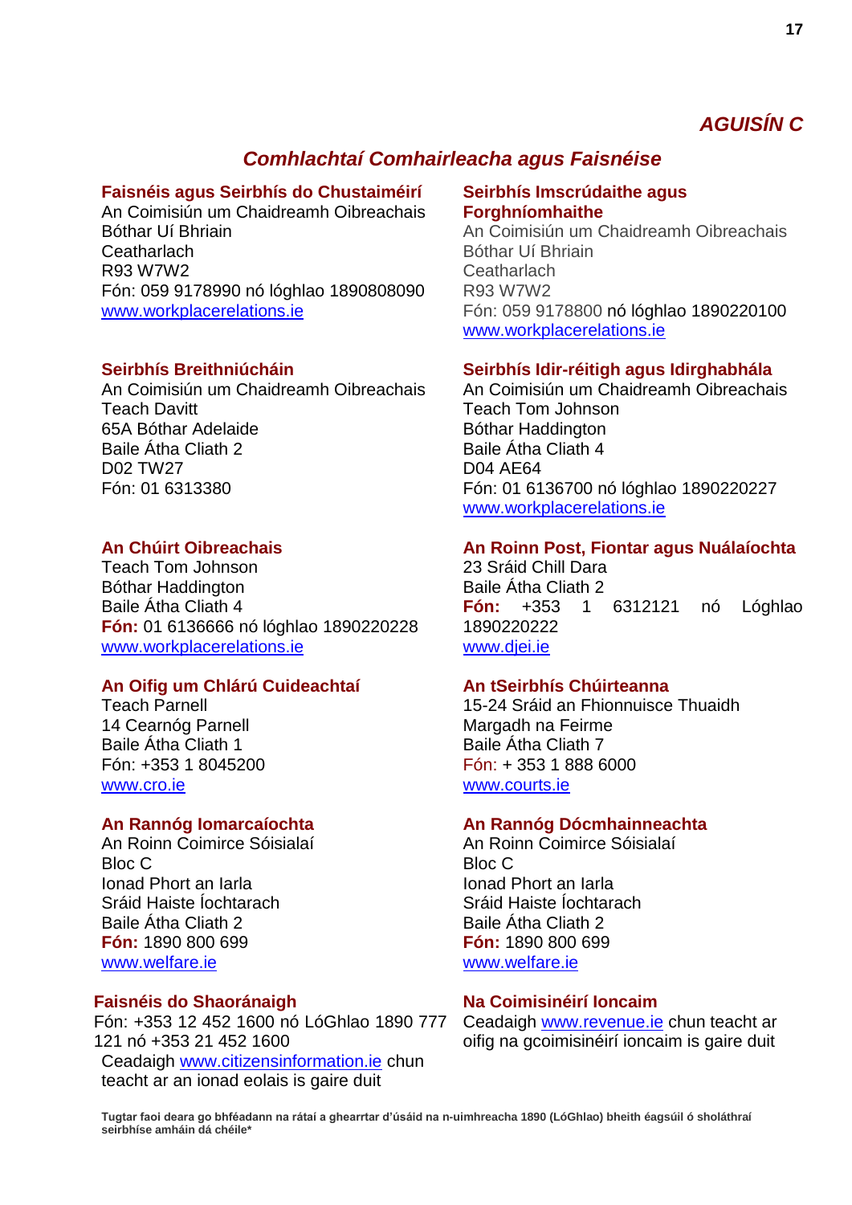## *AGUISÍN C*

### *Comhlachtaí Comhairleacha agus Faisnéise*

**Faisnéis agus Seirbhís do Chustaiméirí**
An Coimisiún um Chaidreamh Oibreachais
Bóthar Uí Bhriain
Ceatharlach
R93 W7W2
Fón: 059 9178990 nó lóghlao 1890808090
www.workplacerelations.ie

**Seirbhís Imscrúdaithe agus Forghníomhaithe**
An Coimisiún um Chaidreamh Oibreachais
Bóthar Uí Bhriain
Ceatharlach
R93 W7W2
Fón: 059 9178800 nó lóghlao 1890220100
www.workplacerelations.ie

**Seirbhís Breithniúcháin**
An Coimisiún um Chaidreamh Oibreachais
Teach Davitt
65A Bóthar Adelaide
Baile Átha Cliath 2
D02 TW27
Fón: 01 6313380

**Seirbhís Idir-réitigh agus Idirghabhála**
An Coimisiún um Chaidreamh Oibreachais
Teach Tom Johnson
Bóthar Haddington
Baile Átha Cliath 4
D04 AE64
Fón: 01 6136700 nó lóghlao 1890220227
www.workplacerelations.ie

**An Chúirt Oibreachais**
Teach Tom Johnson
Bóthar Haddington
Baile Átha Cliath 4
**Fón:** 01 6136666 nó lóghlao 1890220228
www.workplacerelations.ie

**An Roinn Post, Fiontar agus Nuálaíochta**
23 Sráid Chill Dara
Baile Átha Cliath 2
**Fón:** +353 1 6312121 nó Lóghlao 1890220222
www.djei.ie

**An Oifig um Chlárú Cuideachtaí**
Teach Parnell
14 Cearnóg Parnell
Baile Átha Cliath 1
Fón: +353 1 8045200
www.cro.ie

**An tSeirbhís Chúirteanna**
15-24 Sráid an Fhionnuisce Thuaidh
Margadh na Feirme
Baile Átha Cliath 7
Fón: + 353 1 888 6000
www.courts.ie

**An Rannóg Iomarcaíochta**
An Roinn Coimirce Sóisialaí
Bloc C
Ionad Phort an Iarla
Sráid Haiste Íochtarach
Baile Átha Cliath 2
**Fón:** 1890 800 699
www.welfare.ie

**An Rannóg Dócmhainneachta**
An Roinn Coimirce Sóisialaí
Bloc C
Ionad Phort an Iarla
Sráid Haiste Íochtarach
Baile Átha Cliath 2
**Fón:** 1890 800 699
www.welfare.ie

**Faisnéis do Shaoránaigh**
Fón: +353 12 452 1600 nó LóGhlao 1890 777 121 nó +353 21 452 1600
Ceadaigh www.citizensinformation.ie chun teacht ar an ionad eolais is gaire duit

**Na Coimisinéirí Ioncaim**
Ceadaigh www.revenue.ie chun teacht ar oifig na gcoimisinéirí ioncaim is gaire duit

**Tugtar faoi deara go bhféadann na rátaí a ghearrtar d'úsáid na n-uimhreacha 1890 (LóGhlao) bheith éagsúil ó sholáthraí seirbhíse amháin dá chéile***